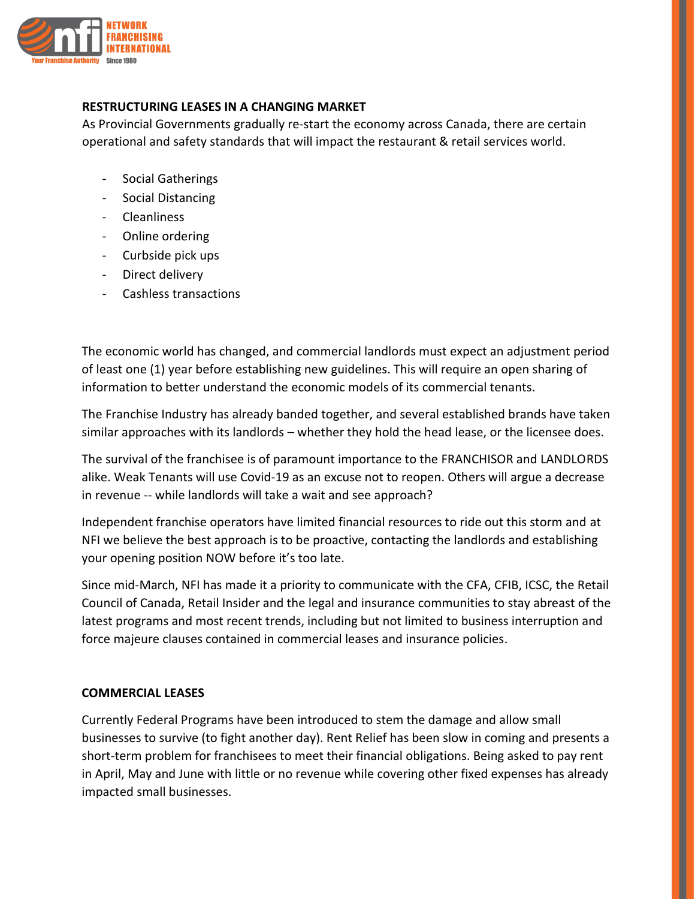**RESTRUCTURING LEASES IN A CHANGING MARKET**

As Provincial Governments gradually re-start the economy across Canada, there are certain operational and safety standards that will impact the restaurant & retail services world.

- Social Gatherings
- Social Distancing
- Cleanliness
- Online ordering
- Curbside pick ups
- Direct delivery
- Cashless transactions

The economic world has changed, and commercial landlords must expect an adjustment period of least one (1) year before establishing new guidelines. This will require an open sharing of information to better understand the economic models of its commercial tenants.

The Franchise Industry has already banded together, and several established brands have taken similar approaches with its landlords – whether they hold the head lease, or the licensee does.

The survival of the franchisee is of paramount importance to the FRANCHISOR and LANDLORDS alike. Weak Tenants will use Covid-19 as an excuse not to reopen. Others will argue a decrease in revenue -- while landlords will take a wait and see approach?

Independent franchise operators have limited financial resources to ride out this storm and at NFI we believe the best approach is to be proactive, contacting the landlords and establishing your opening position NOW before it's too late.

Since mid-March, NFI has made it a priority to communicate with the CFA, CFIB, ICSC, the Retail Council of Canada, Retail Insider and the legal and insurance communities to stay abreast of the latest programs and most recent trends, including but not limited to business interruption and force majeure clauses contained in commercial leases and insurance policies.

**COMMERCIAL LEASES**

Currently Federal Programs have been introduced to stem the damage and allow small businesses to survive (to fight another day). Rent Relief has been slow in coming and presents a short-term problem for franchisees to meet their financial obligations. Being asked to pay rent in April, May and June with little or no revenue while covering other fixed expenses has already impacted small businesses.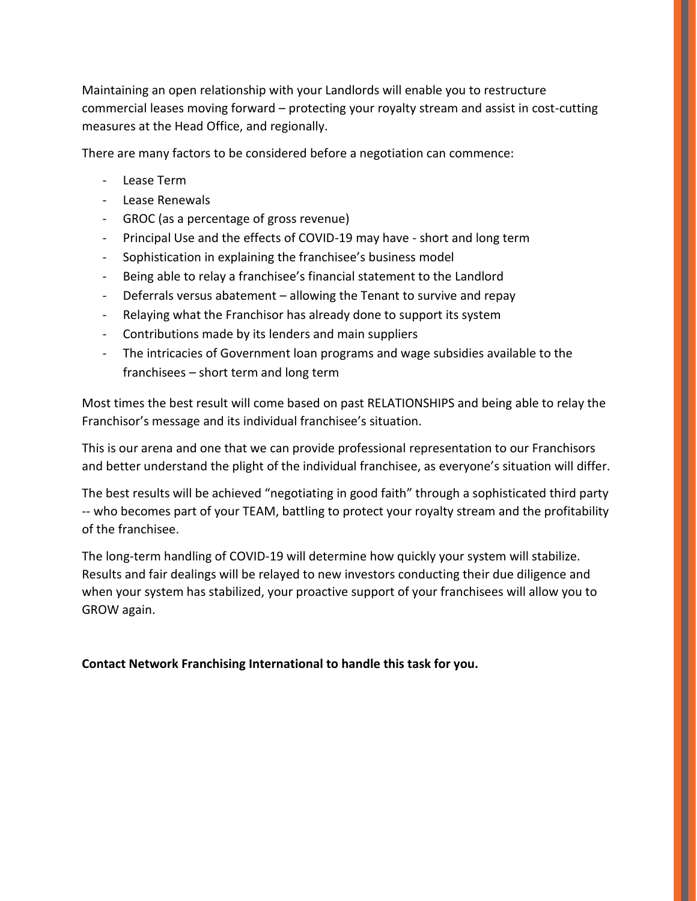Maintaining an open relationship with your Landlords will enable you to restructure commercial leases moving forward – protecting your royalty stream and assist in cost-cutting measures at the Head Office, and regionally.

There are many factors to be considered before a negotiation can commence:

- Lease Term
- Lease Renewals
- GROC (as a percentage of gross revenue)
- Principal Use and the effects of COVID-19 may have - short and long term
- Sophistication in explaining the franchisee's business model
- Being able to relay a franchisee's financial statement to the Landlord
- Deferrals versus abatement – allowing the Tenant to survive and repay
- Relaying what the Franchisor has already done to support its system
- Contributions made by its lenders and main suppliers
- The intricacies of Government loan programs and wage subsidies available to the franchisees – short term and long term

Most times the best result will come based on past RELATIONSHIPS and being able to relay the Franchisor's message and its individual franchisee's situation.

This is our arena and one that we can provide professional representation to our Franchisors and better understand the plight of the individual franchisee, as everyone's situation will differ.

The best results will be achieved "negotiating in good faith" through a sophisticated third party -- who becomes part of your TEAM, battling to protect your royalty stream and the profitability of the franchisee.

The long-term handling of COVID-19 will determine how quickly your system will stabilize. Results and fair dealings will be relayed to new investors conducting their due diligence and when your system has stabilized, your proactive support of your franchisees will allow you to GROW again.

**Contact Network Franchising International to handle this task for you.**